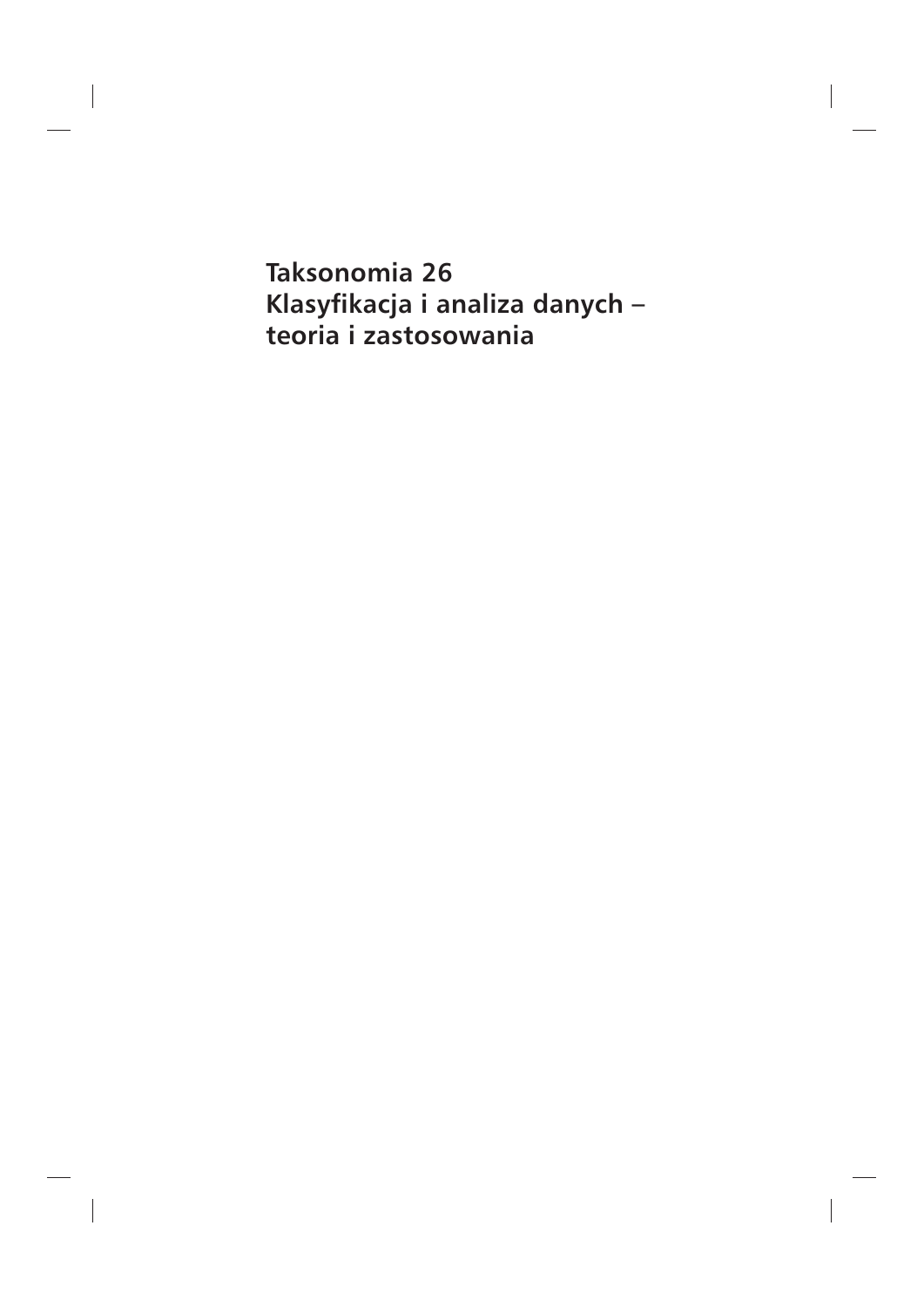**Taksonomia 26**
**Klasyfikacja i analiza danych –**
**teoria i zastosowania**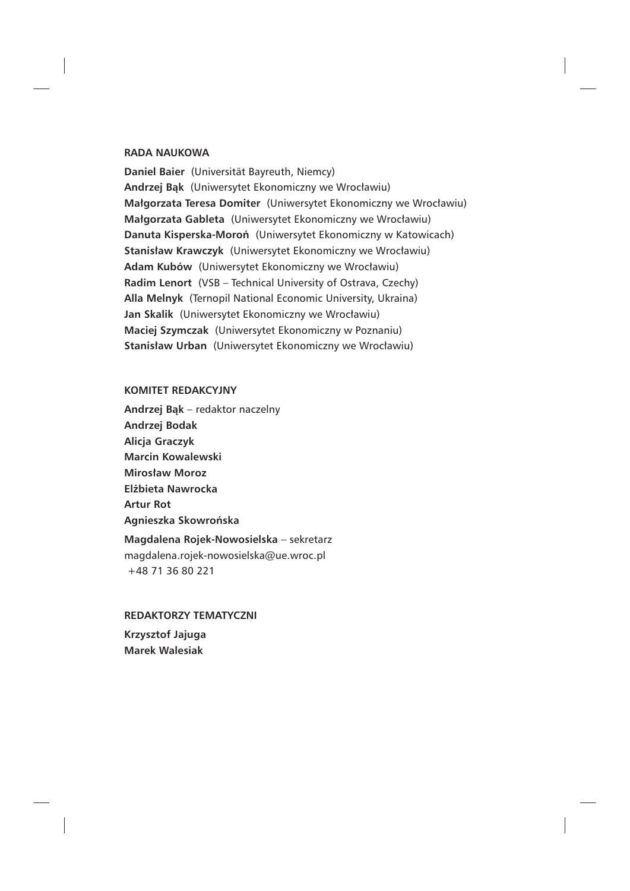**RADA NAUKOWA**

**Daniel Baier** (Universität Bayreuth, Niemcy)
**Andrzej Bąk** (Uniwersytet Ekonomiczny we Wrocławiu)
**Małgorzata Teresa Domiter** (Uniwersytet Ekonomiczny we Wrocławiu)
**Małgorzata Gableta** (Uniwersytet Ekonomiczny we Wrocławiu)
**Danuta Kisperska-Moroń** (Uniwersytet Ekonomiczny w Katowicach)
**Stanisław Krawczyk** (Uniwersytet Ekonomiczny we Wrocławiu)
**Adam Kubów** (Uniwersytet Ekonomiczny we Wrocławiu)
**Radim Lenort** (VSB – Technical University of Ostrava, Czechy)
**Alla Melnyk** (Ternopil National Economic University, Ukraina)
**Jan Skalik** (Uniwersytet Ekonomiczny we Wrocławiu)
**Maciej Szymczak** (Uniwersytet Ekonomiczny w Poznaniu)
**Stanisław Urban** (Uniwersytet Ekonomiczny we Wrocławiu)

**KOMITET REDAKCYJNY**

**Andrzej Bąk** – redaktor naczelny
**Andrzej Bodak**
**Alicja Graczyk**
**Marcin Kowalewski**
**Mirosław Moroz**
**Elżbieta Nawrocka**
**Artur Rot**
**Agnieszka Skowrońska**

**Magdalena Rojek-Nowosielska** – sekretarz
magdalena.rojek-nowosielska@ue.wroc.pl
+48 71 36 80 221

**REDAKTORZY TEMATYCZNI**

**Krzysztof Jajuga**
**Marek Walesiak**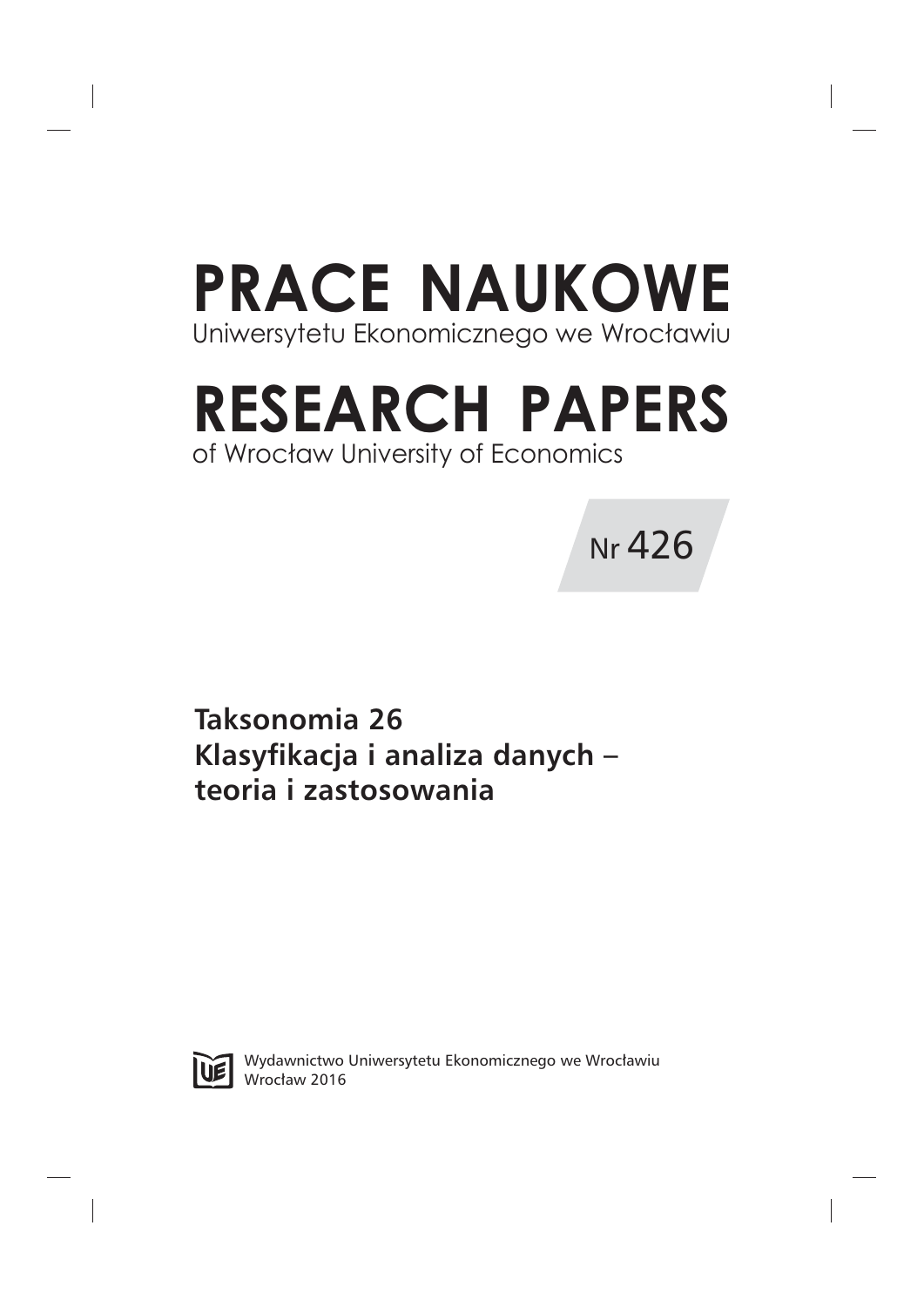# PRACE NAUKOWE

Uniwersytetu Ekonomicznego we Wrocławiu

# RESEARCH PAPERS

of Wrocław University of Economics

Nr 426

**Taksonomia 26**
**Klasyfikacja i analiza danych –**
**teoria i zastosowania**

Wydawnictwo Uniwersytetu Ekonomicznego we Wrocławiu
Wrocław 2016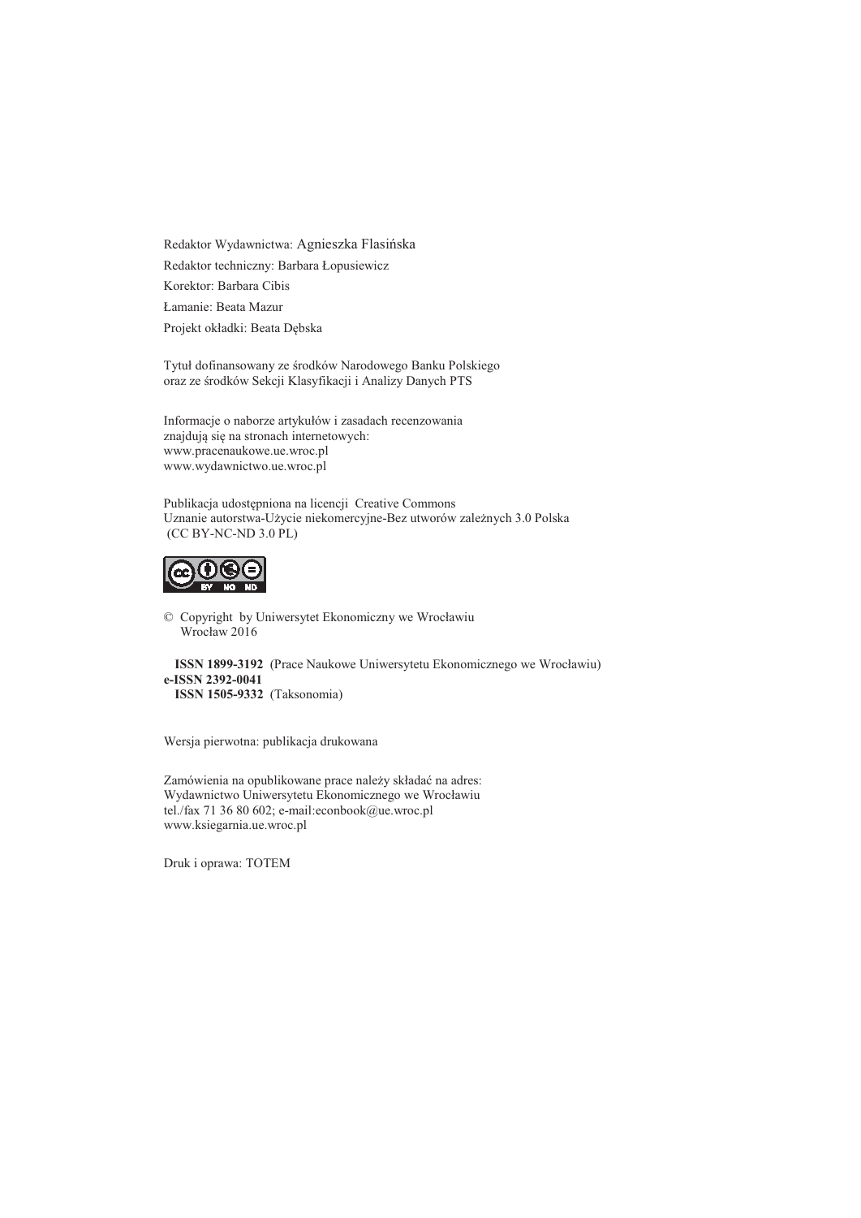Redaktor Wydawnictwa: Agnieszka Flasińska

Redaktor techniczny: Barbara Łopusiewicz

Korektor: Barbara Cibis

Łamanie: Beata Mazur

Projekt okładki: Beata Dębska

Tytuł dofinansowany ze środków Narodowego Banku Polskiego
oraz ze środków Sekcji Klasyfikacji i Analizy Danych PTS

Informacje o naborze artykułów i zasadach recenzowania
znajdują się na stronach internetowych:
www.pracenaukowe.ue.wroc.pl
www.wydawnictwo.ue.wroc.pl

Publikacja udostępniona na licencji Creative Commons
Uznanie autorstwa-Użycie niekomercyjne-Bez utworów zależnych 3.0 Polska
(CC BY-NC-ND 3.0 PL)

© Copyright by Uniwersytet Ekonomiczny we Wrocławiu
Wrocław 2016

**ISSN 1899-3192** (Prace Naukowe Uniwersytetu Ekonomicznego we Wrocławiu)
**e-ISSN 2392-0041**
**ISSN 1505-9332** (Taksonomia)

Wersja pierwotna: publikacja drukowana

Zamówienia na opublikowane prace należy składać na adres:
Wydawnictwo Uniwersytetu Ekonomicznego we Wrocławiu
tel./fax 71 36 80 602; e-mail:econbook@ue.wroc.pl
www.ksiegarnia.ue.wroc.pl

Druk i oprawa: TOTEM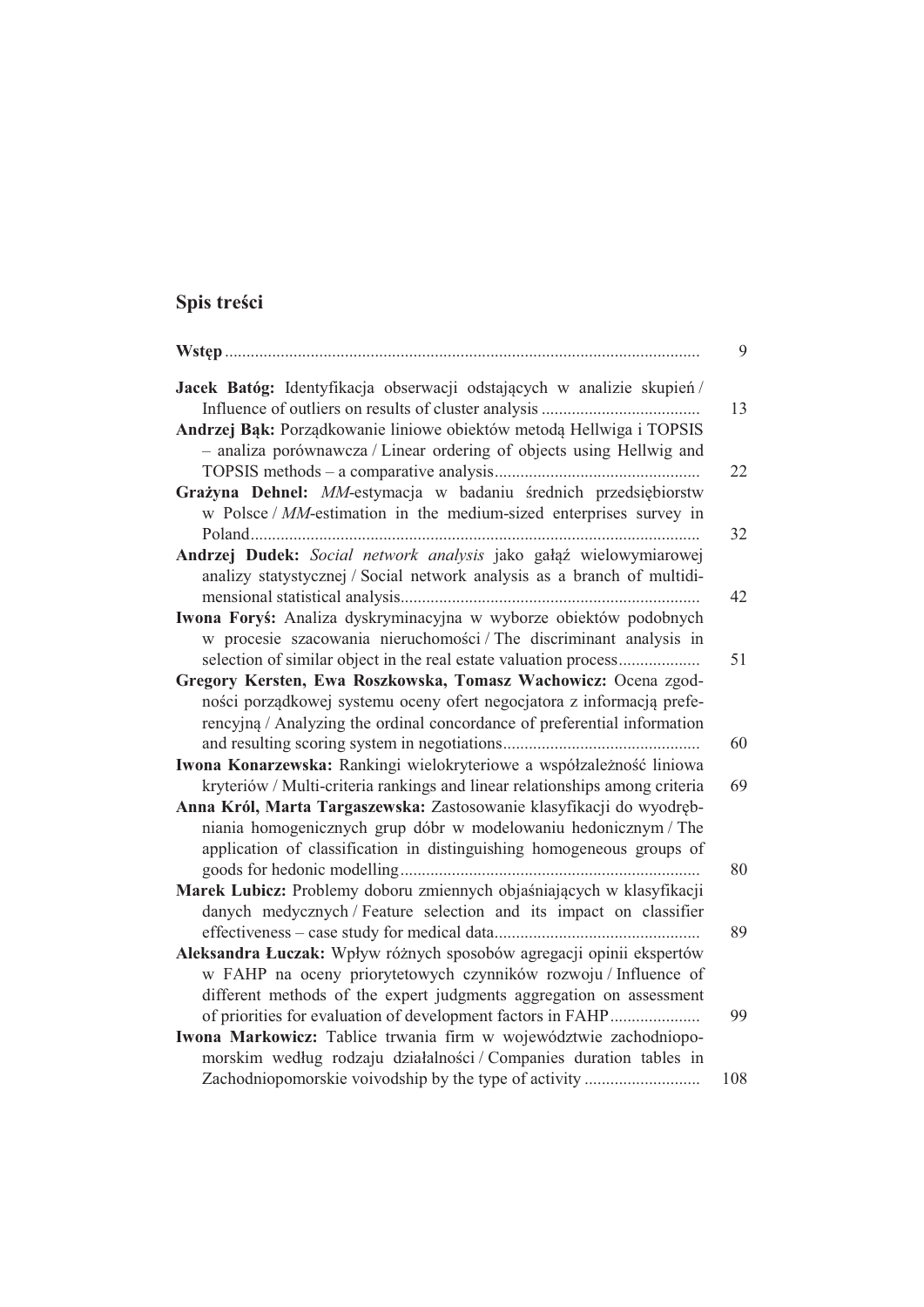## Spis treści

**Wstęp** ........................................................................................................ 9

**Jacek Batóg:** Identyfikacja obserwacji odstających w analizie skupień / Influence of outliers on results of cluster analysis .................................... 13

**Andrzej Bąk:** Porządkowanie liniowe obiektów metodą Hellwiga i TOPSIS – analiza porównawcza / Linear ordering of objects using Hellwig and TOPSIS methods – a comparative analysis............................................... 22

**Grażyna Dehnel:** *MM*-estymacja w badaniu średnich przedsiębiorstw w Polsce / *MM*-estimation in the medium-sized enterprises survey in Poland........................................................................................................ 32

**Andrzej Dudek:** *Social network analysis* jako gałąź wielowymiarowej analizy statystycznej / Social network analysis as a branch of multidimensional statistical analysis..................................................................... 42

**Iwona Foryś:** Analiza dyskryminacyjna w wyborze obiektów podobnych w procesie szacowania nieruchomości / The discriminant analysis in selection of similar object in the real estate valuation process.................. 51

**Gregory Kersten, Ewa Roszkowska, Tomasz Wachowicz:** Ocena zgodności porządkowej systemu oceny ofert negocjatora z informacją preferencyjną / Analyzing the ordinal concordance of preferential information and resulting scoring system in negotiations............................................. 60

**Iwona Konarzewska:** Rankingi wielokryteriowe a współzależność liniowa kryteriów / Multi-criteria rankings and linear relationships among criteria 69

**Anna Król, Marta Targaszewska:** Zastosowanie klasyfikacji do wyodrębniania homogenicznych grup dóbr w modelowaniu hedonicznym / The application of classification in distinguishing homogeneous groups of goods for hedonic modelling..................................................................... 80

**Marek Lubicz:** Problemy doboru zmiennych objaśniających w klasyfikacji danych medycznych / Feature selection and its impact on classifier effectiveness – case study for medical data............................................... 89

**Aleksandra Łuczak:** Wpływ różnych sposobów agregacji opinii ekspertów w FAHP na oceny priorytetowych czynników rozwoju / Influence of different methods of the expert judgments aggregation on assessment of priorities for evaluation of development factors in FAHP.................... 99

**Iwona Markowicz:** Tablice trwania firm w województwie zachodniopomorskim według rodzaju działalności / Companies duration tables in Zachodniopomorskie voivodship by the type of activity .......................... 108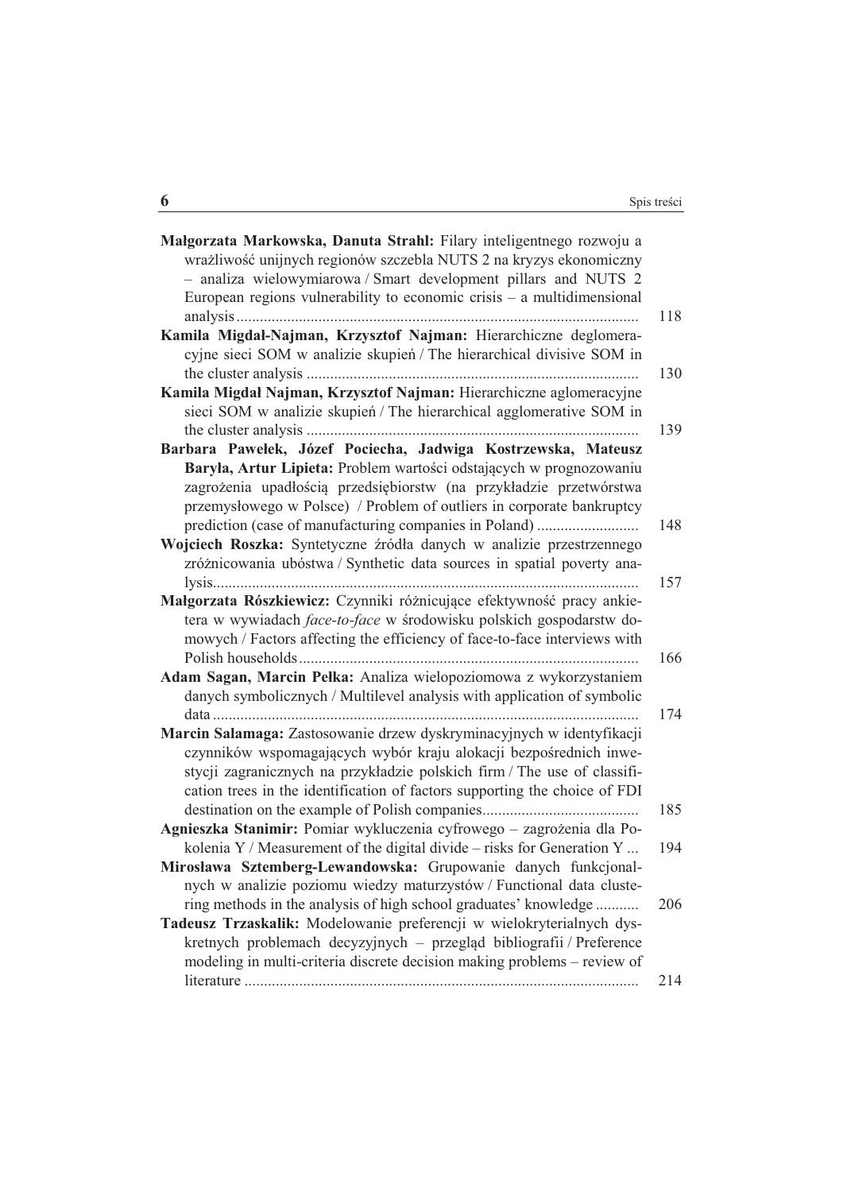**Małgorzata Markowska, Danuta Strahl:** Filary inteligentnego rozwoju a wrażliwość unijnych regionów szczebla NUTS 2 na kryzys ekonomiczny – analiza wielowymiarowa / Smart development pillars and NUTS 2 European regions vulnerability to economic crisis – a multidimensional analysis ...... 118

**Kamila Migdał-Najman, Krzysztof Najman:** Hierarchiczne deglomeracyjne sieci SOM w analizie skupień / The hierarchical divisive SOM in the cluster analysis ...... 130

**Kamila Migdał Najman, Krzysztof Najman:** Hierarchiczne aglomeracyjne sieci SOM w analizie skupień / The hierarchical agglomerative SOM in the cluster analysis ...... 139

**Barbara Pawełek, Józef Pociecha, Jadwiga Kostrzewska, Mateusz Baryła, Artur Lipieta:** Problem wartości odstających w prognozowaniu zagrożenia upadłością przedsiębiorstw (na przykładzie przetwórstwa przemysłowego w Polsce) / Problem of outliers in corporate bankruptcy prediction (case of manufacturing companies in Poland) ...... 148

**Wojciech Roszka:** Syntetyczne źródła danych w analizie przestrzennego zróżnicowania ubóstwa / Synthetic data sources in spatial poverty analysis...... 157

**Małgorzata Rószkiewicz:** Czynniki różnicujące efektywność pracy ankietera w wywiadach *face-to-face* w środowisku polskich gospodarstw domowych / Factors affecting the efficiency of face-to-face interviews with Polish households...... 166

**Adam Sagan, Marcin Pełka:** Analiza wielopoziomowa z wykorzystaniem danych symbolicznych / Multilevel analysis with application of symbolic data ...... 174

**Marcin Salamaga:** Zastosowanie drzew dyskryminacyjnych w identyfikacji czynników wspomagających wybór kraju alokacji bezpośrednich inwestycji zagranicznych na przykładzie polskich firm / The use of classification trees in the identification of factors supporting the choice of FDI destination on the example of Polish companies...... 185

**Agnieszka Stanimir:** Pomiar wykluczenia cyfrowego – zagrożenia dla Pokolenia Y / Measurement of the digital divide – risks for Generation Y ... 194

**Mirosława Sztemberg-Lewandowska:** Grupowanie danych funkcjonalnych w analizie poziomu wiedzy maturzystów / Functional data clustering methods in the analysis of high school graduates' knowledge ...... 206

**Tadeusz Trzaskalik:** Modelowanie preferencji w wielokryterialnych dyskretnych problemach decyzyjnych – przegląd bibliografii / Preference modeling in multi-criteria discrete decision making problems – review of literature ...... 214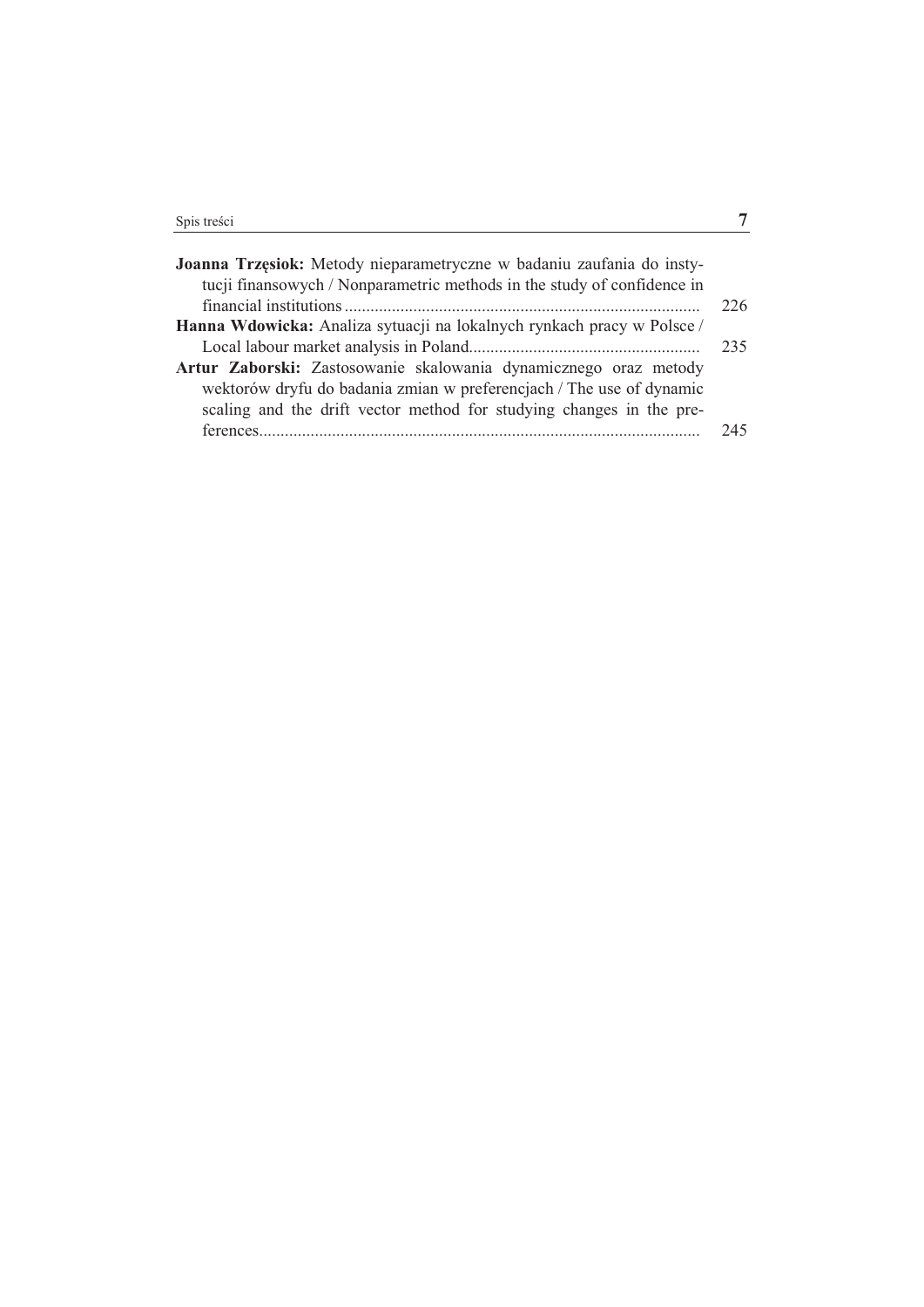**Joanna Trzęsiok:** Metody nieparametryczne w badaniu zaufania do instytucji finansowych / Nonparametric methods in the study of confidence in financial institutions .................................................................................. 226

**Hanna Wdowicka:** Analiza sytuacji na lokalnych rynkach pracy w Polsce / Local labour market analysis in Poland..................................................... 235

**Artur Zaborski:** Zastosowanie skalowania dynamicznego oraz metody wektorów dryfu do badania zmian w preferencjach / The use of dynamic scaling and the drift vector method for studying changes in the preferences...................................................................................................... 245